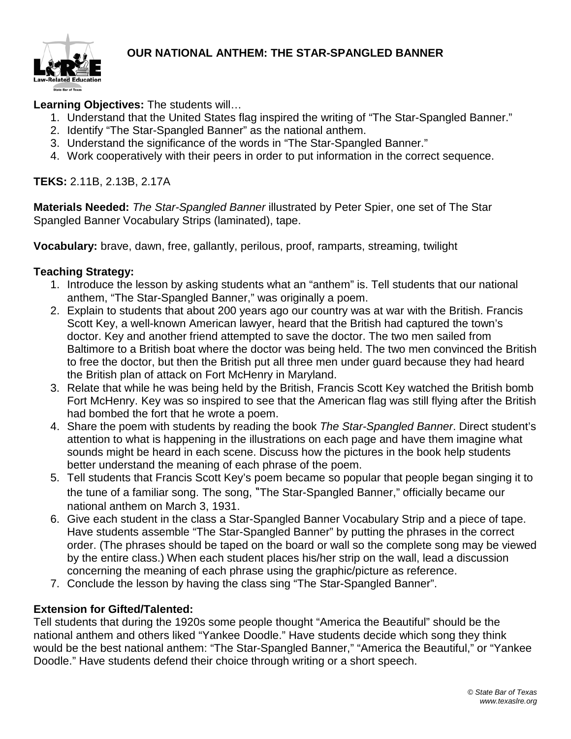# OUR NATIONAL ANTHEM: THE STAR-SPANGLED BANNER

**Learning Objectives:** The students will…

1. Understand that the United States flag inspired the writing of "The Star-Spangled Banner."
2. Identify "The Star-Spangled Banner" as the national anthem.
3. Understand the significance of the words in "The Star-Spangled Banner."
4. Work cooperatively with their peers in order to put information in the correct sequence.

**TEKS:** 2.11B, 2.13B, 2.17A

**Materials Needed:** *The Star-Spangled Banner* illustrated by Peter Spier, one set of The Star Spangled Banner Vocabulary Strips (laminated), tape.

**Vocabulary:** brave, dawn, free, gallantly, perilous, proof, ramparts, streaming, twilight

**Teaching Strategy:**

1. Introduce the lesson by asking students what an "anthem" is. Tell students that our national anthem, "The Star-Spangled Banner," was originally a poem.
2. Explain to students that about 200 years ago our country was at war with the British. Francis Scott Key, a well-known American lawyer, heard that the British had captured the town's doctor. Key and another friend attempted to save the doctor. The two men sailed from Baltimore to a British boat where the doctor was being held. The two men convinced the British to free the doctor, but then the British put all three men under guard because they had heard the British plan of attack on Fort McHenry in Maryland.
3. Relate that while he was being held by the British, Francis Scott Key watched the British bomb Fort McHenry. Key was so inspired to see that the American flag was still flying after the British had bombed the fort that he wrote a poem.
4. Share the poem with students by reading the book *The Star-Spangled Banner*. Direct student's attention to what is happening in the illustrations on each page and have them imagine what sounds might be heard in each scene. Discuss how the pictures in the book help students better understand the meaning of each phrase of the poem.
5. Tell students that Francis Scott Key's poem became so popular that people began singing it to the tune of a familiar song. The song, "The Star-Spangled Banner," officially became our national anthem on March 3, 1931.
6. Give each student in the class a Star-Spangled Banner Vocabulary Strip and a piece of tape. Have students assemble "The Star-Spangled Banner" by putting the phrases in the correct order. (The phrases should be taped on the board or wall so the complete song may be viewed by the entire class.) When each student places his/her strip on the wall, lead a discussion concerning the meaning of each phrase using the graphic/picture as reference.
7. Conclude the lesson by having the class sing "The Star-Spangled Banner".

**Extension for Gifted/Talented:**

Tell students that during the 1920s some people thought "America the Beautiful" should be the national anthem and others liked "Yankee Doodle." Have students decide which song they think would be the best national anthem: "The Star-Spangled Banner," "America the Beautiful," or "Yankee Doodle." Have students defend their choice through writing or a short speech.

*© State Bar of Texas*
*www.texaslre.org*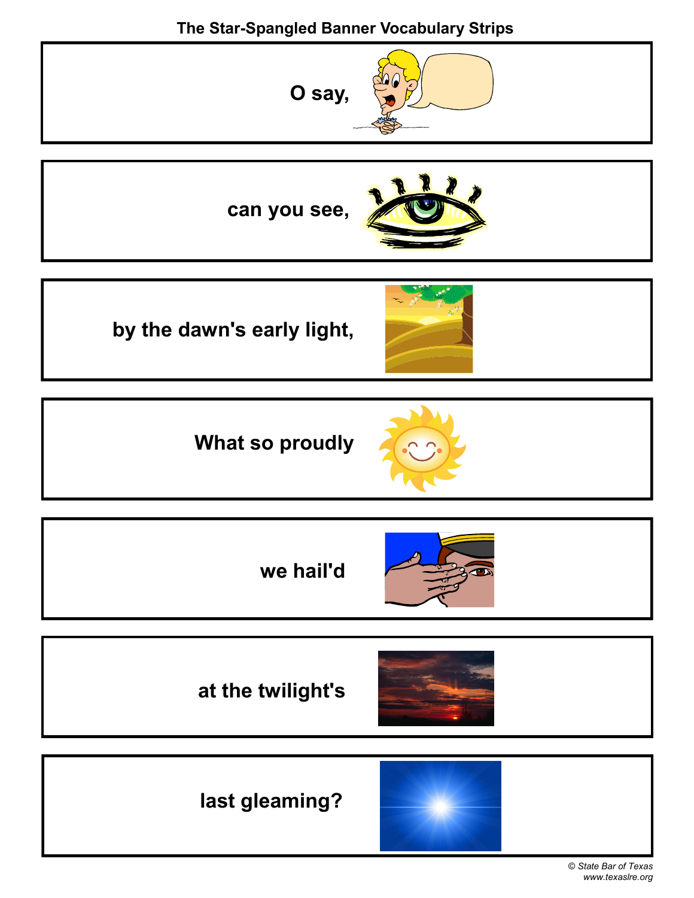# The Star-Spangled Banner Vocabulary Strips

O say,

can you see,

by the dawn's early light,

What so proudly

we hail'd

at the twilight's

last gleaming?

© State Bar of Texas
www.texaslre.org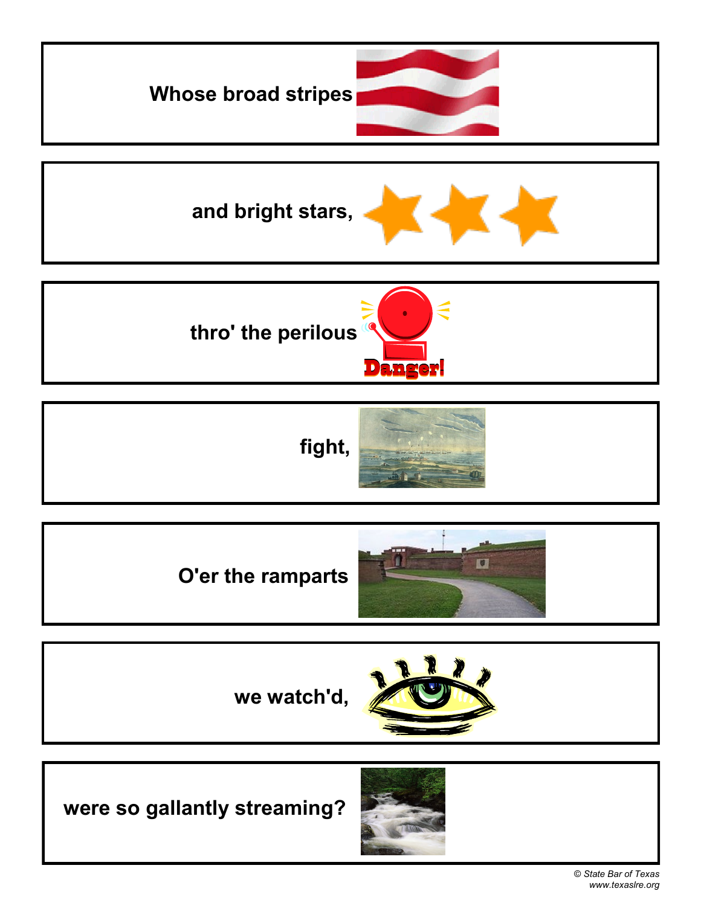Whose broad stripes

and bright stars,

thro' the perilous

fight,

O'er the ramparts

we watch'd,

were so gallantly streaming?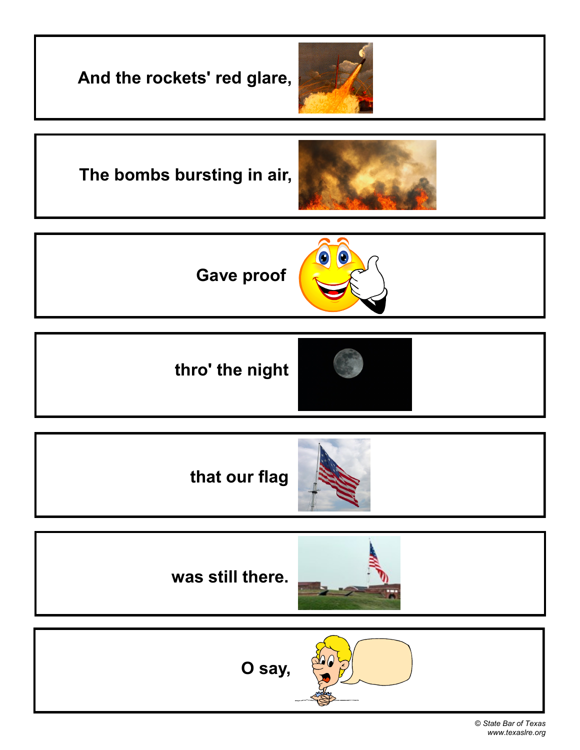And the rockets' red glare,

The bombs bursting in air,

Gave proof

thro' the night

that our flag

was still there.

O say,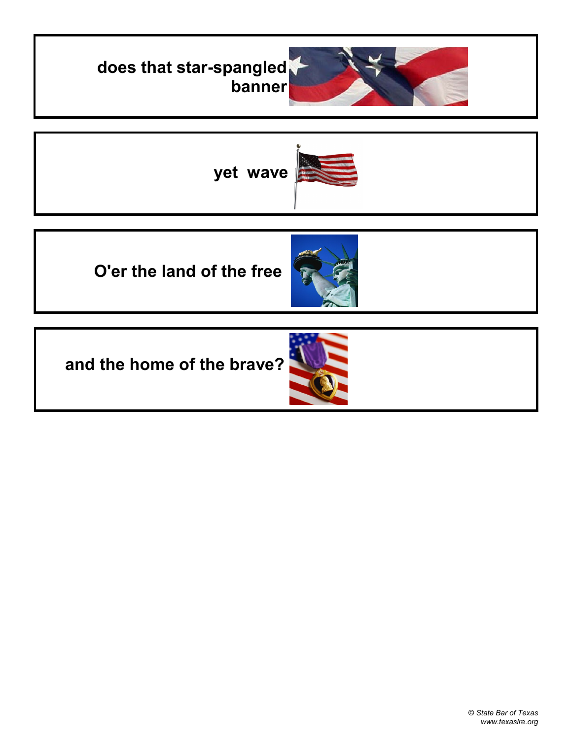does that star-spangled banner

yet wave

O'er the land of the free

and the home of the brave?